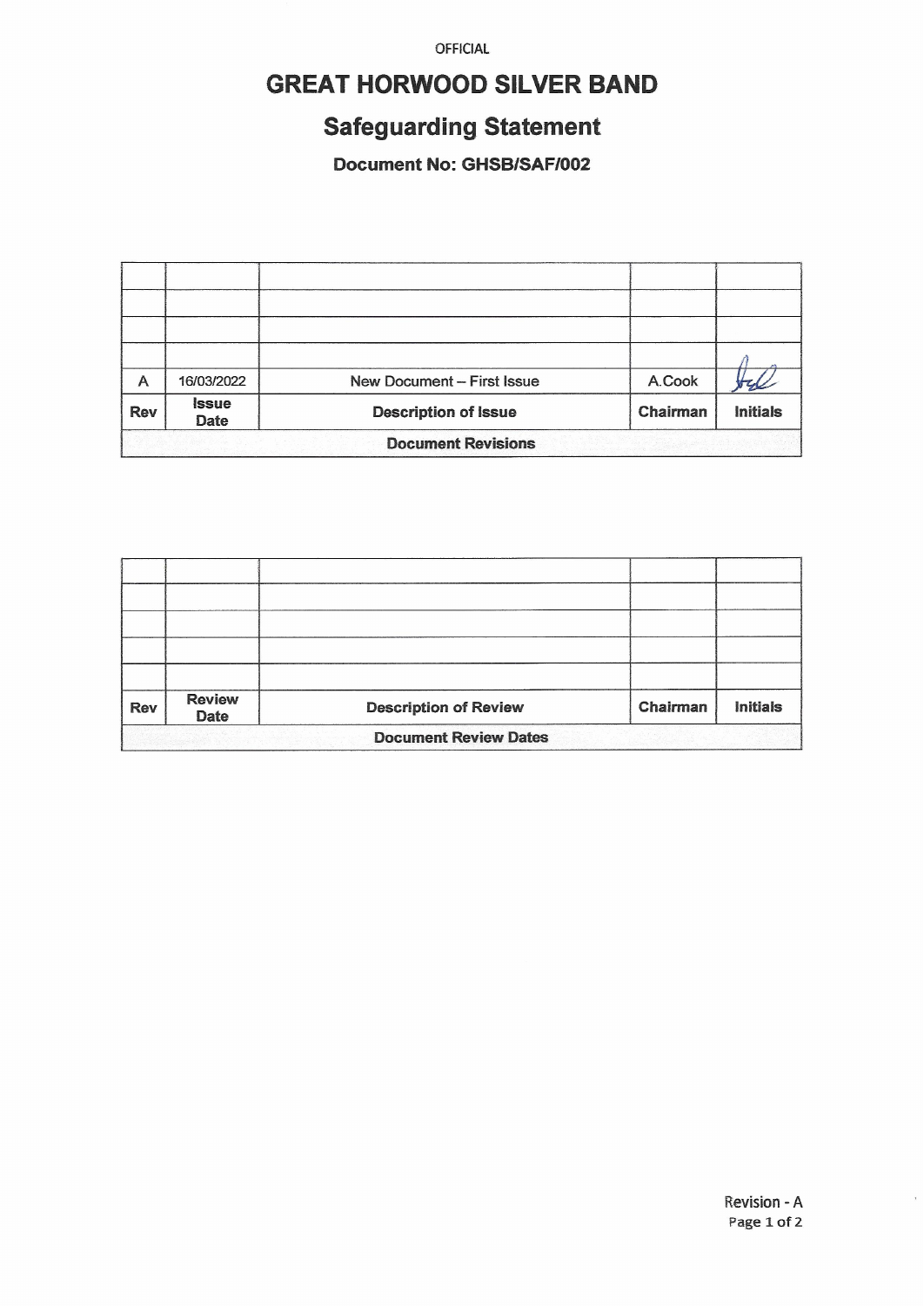OFFICIAL

# GREAT HORWOOD SILVER BAND

## Safeguarding Statement

### Document No: GHSB/SAF/002

| Rev | Issue Date | Description of Issue | Chairman | Initials |
|---|---|---|---|---|
| | | | | |
| | | | | |
| | | | | |
| | | | | |
| A | 16/03/2022 | New Document – First Issue | A.Cook | (signature) |
| **Document Revisions** | | | | |

| Rev | Review Date | Description of Review | Chairman | Initials |
|---|---|---|---|---|
| | | | | |
| | | | | |
| | | | | |
| | | | | |
| | | | | |
| **Document Review Dates** | | | | |

Revision - A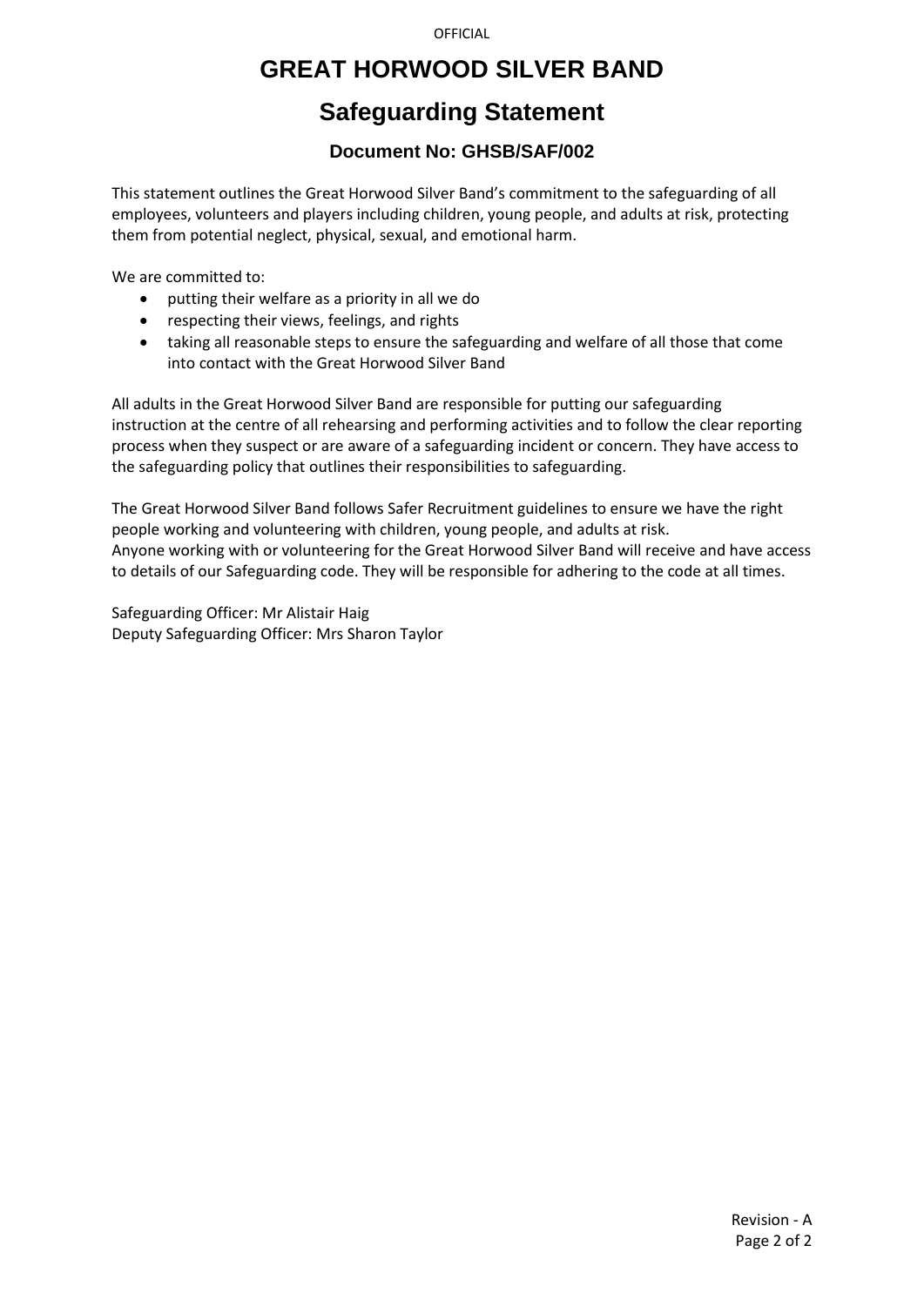# GREAT HORWOOD SILVER BAND

## Safeguarding Statement

### Document No: GHSB/SAF/002

This statement outlines the Great Horwood Silver Band's commitment to the safeguarding of all employees, volunteers and players including children, young people, and adults at risk, protecting them from potential neglect, physical, sexual, and emotional harm.

We are committed to:

- putting their welfare as a priority in all we do
- respecting their views, feelings, and rights
- taking all reasonable steps to ensure the safeguarding and welfare of all those that come into contact with the Great Horwood Silver Band

All adults in the Great Horwood Silver Band are responsible for putting our safeguarding instruction at the centre of all rehearsing and performing activities and to follow the clear reporting process when they suspect or are aware of a safeguarding incident or concern. They have access to the safeguarding policy that outlines their responsibilities to safeguarding.

The Great Horwood Silver Band follows Safer Recruitment guidelines to ensure we have the right people working and volunteering with children, young people, and adults at risk.
Anyone working with or volunteering for the Great Horwood Silver Band will receive and have access to details of our Safeguarding code. They will be responsible for adhering to the code at all times.

Safeguarding Officer: Mr Alistair Haig
Deputy Safeguarding Officer: Mrs Sharon Taylor

Revision - A